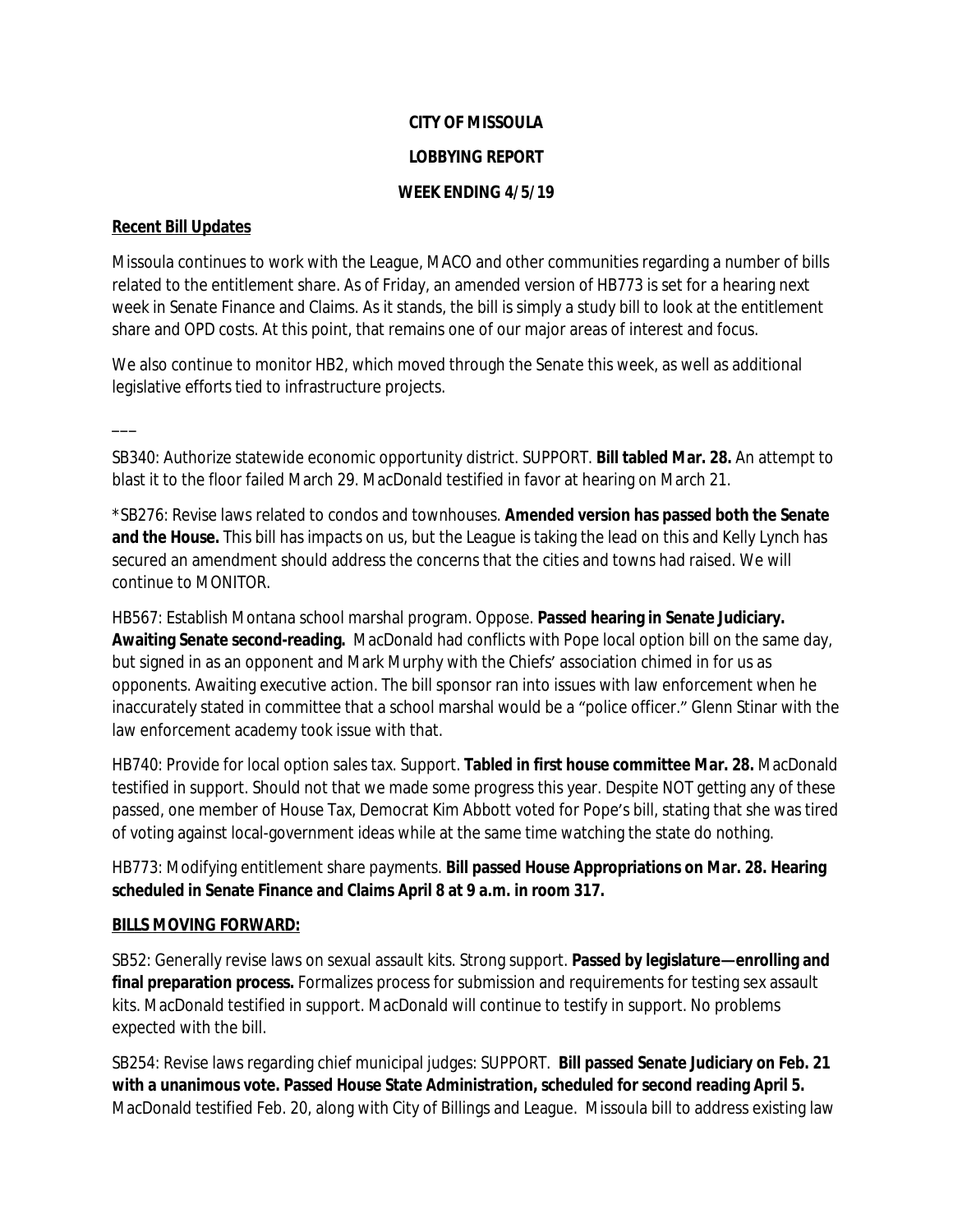**CITY OF MISSOULA**

**LOBBYING REPORT**

**WEEK ENDING 4/5/19**

**Recent Bill Updates**

Missoula continues to work with the League, MACO and other communities regarding a number of bills related to the entitlement share. As of Friday, an amended version of HB773 is set for a hearing next week in Senate Finance and Claims. As it stands, the bill is simply a study bill to look at the entitlement share and OPD costs. At this point, that remains one of our major areas of interest and focus.

We also continue to monitor HB2, which moved through the Senate this week, as well as additional legislative efforts tied to infrastructure projects.

\_\_\_

SB340: Authorize statewide economic opportunity district. SUPPORT. **Bill tabled Mar. 28.** An attempt to blast it to the floor failed March 29. MacDonald testified in favor at hearing on March 21.

*SB276: Revise laws related to condos and townhouses. **Amended version has passed both the Senate and the House.** This bill has impacts on us, but the League is taking the lead on this and Kelly Lynch has secured an amendment should address the concerns that the cities and towns had raised. We will continue to MONITOR.

HB567: Establish Montana school marshal program. Oppose. **Passed hearing in Senate Judiciary. Awaiting Senate second-reading.** MacDonald had conflicts with Pope local option bill on the same day, but signed in as an opponent and Mark Murphy with the Chiefs' association chimed in for us as opponents. Awaiting executive action. The bill sponsor ran into issues with law enforcement when he inaccurately stated in committee that a school marshal would be a "police officer." Glenn Stinar with the law enforcement academy took issue with that.

HB740: Provide for local option sales tax. Support. **Tabled in first house committee Mar. 28.** MacDonald testified in support. Should not that we made some progress this year. Despite NOT getting any of these passed, one member of House Tax, Democrat Kim Abbott voted for Pope's bill, stating that she was tired of voting against local-government ideas while at the same time watching the state do nothing.

HB773: Modifying entitlement share payments. **Bill passed House Appropriations on Mar. 28. Hearing scheduled in Senate Finance and Claims April 8 at 9 a.m. in room 317.**

**BILLS MOVING FORWARD:**

SB52: Generally revise laws on sexual assault kits. Strong support. **Passed by legislature—enrolling and final preparation process.** Formalizes process for submission and requirements for testing sex assault kits. MacDonald testified in support. MacDonald will continue to testify in support. No problems expected with the bill.

SB254: Revise laws regarding chief municipal judges: SUPPORT. **Bill passed Senate Judiciary on Feb. 21 with a unanimous vote. Passed House State Administration, scheduled for second reading April 5.** MacDonald testified Feb. 20, along with City of Billings and League. Missoula bill to address existing law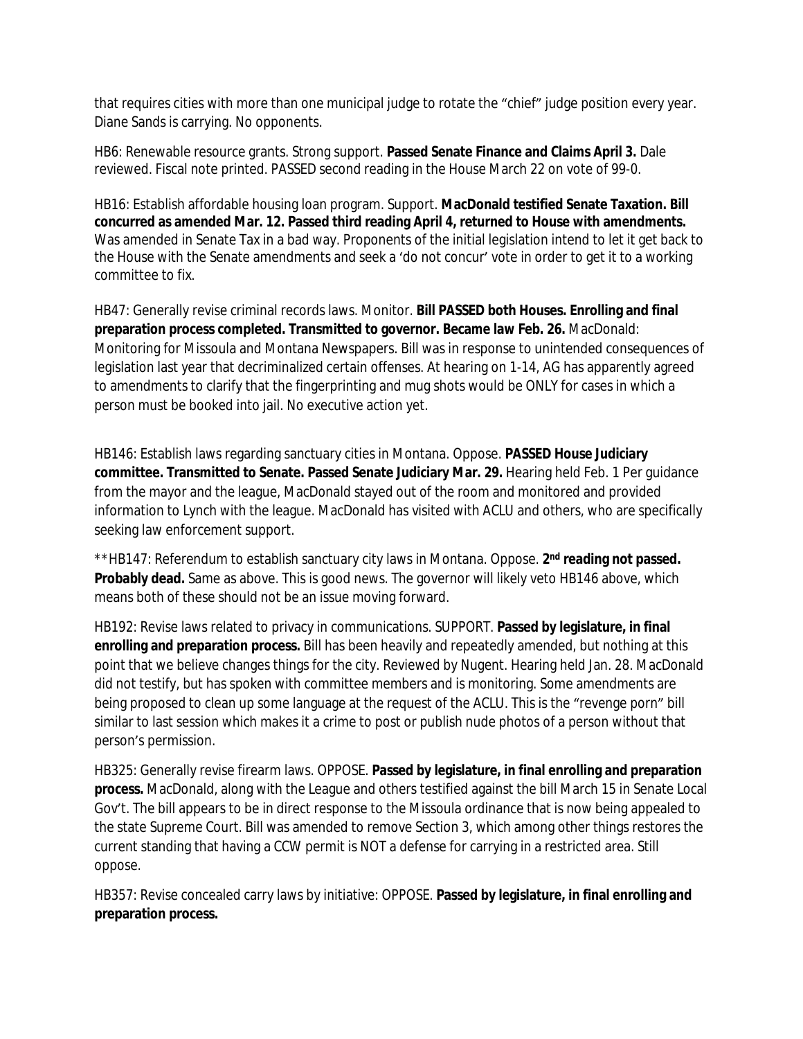that requires cities with more than one municipal judge to rotate the "chief" judge position every year. Diane Sands is carrying. No opponents.

HB6: Renewable resource grants. Strong support. **Passed Senate Finance and Claims April 3.** Dale reviewed. Fiscal note printed. PASSED second reading in the House March 22 on vote of 99-0.

HB16: Establish affordable housing loan program. Support. **MacDonald testified Senate Taxation. Bill concurred as amended Mar. 12. Passed third reading April 4, returned to House with amendments.** Was amended in Senate Tax in a bad way. Proponents of the initial legislation intend to let it get back to the House with the Senate amendments and seek a 'do not concur' vote in order to get it to a working committee to fix.

HB47: Generally revise criminal records laws. Monitor. **Bill PASSED both Houses. Enrolling and final preparation process completed. Transmitted to governor. Became law Feb. 26.** MacDonald: Monitoring for Missoula and Montana Newspapers. Bill was in response to unintended consequences of legislation last year that decriminalized certain offenses. At hearing on 1-14, AG has apparently agreed to amendments to clarify that the fingerprinting and mug shots would be ONLY for cases in which a person must be booked into jail. No executive action yet.

HB146: Establish laws regarding sanctuary cities in Montana. Oppose. **PASSED House Judiciary committee. Transmitted to Senate. Passed Senate Judiciary Mar. 29.** Hearing held Feb. 1 Per guidance from the mayor and the league, MacDonald stayed out of the room and monitored and provided information to Lynch with the league. MacDonald has visited with ACLU and others, who are specifically seeking law enforcement support.

**HB147: Referendum to establish sanctuary city laws in Montana. Oppose. **2nd reading not passed. Probably dead.** Same as above. This is good news. The governor will likely veto HB146 above, which means both of these should not be an issue moving forward.

HB192: Revise laws related to privacy in communications. SUPPORT. **Passed by legislature, in final enrolling and preparation process.** Bill has been heavily and repeatedly amended, but nothing at this point that we believe changes things for the city. Reviewed by Nugent. Hearing held Jan. 28. MacDonald did not testify, but has spoken with committee members and is monitoring. Some amendments are being proposed to clean up some language at the request of the ACLU. This is the "revenge porn" bill similar to last session which makes it a crime to post or publish nude photos of a person without that person's permission.

HB325: Generally revise firearm laws. OPPOSE. **Passed by legislature, in final enrolling and preparation process.** MacDonald, along with the League and others testified against the bill March 15 in Senate Local Gov't. The bill appears to be in direct response to the Missoula ordinance that is now being appealed to the state Supreme Court. Bill was amended to remove Section 3, which among other things restores the current standing that having a CCW permit is NOT a defense for carrying in a restricted area. Still oppose.

HB357: Revise concealed carry laws by initiative: OPPOSE. **Passed by legislature, in final enrolling and preparation process.**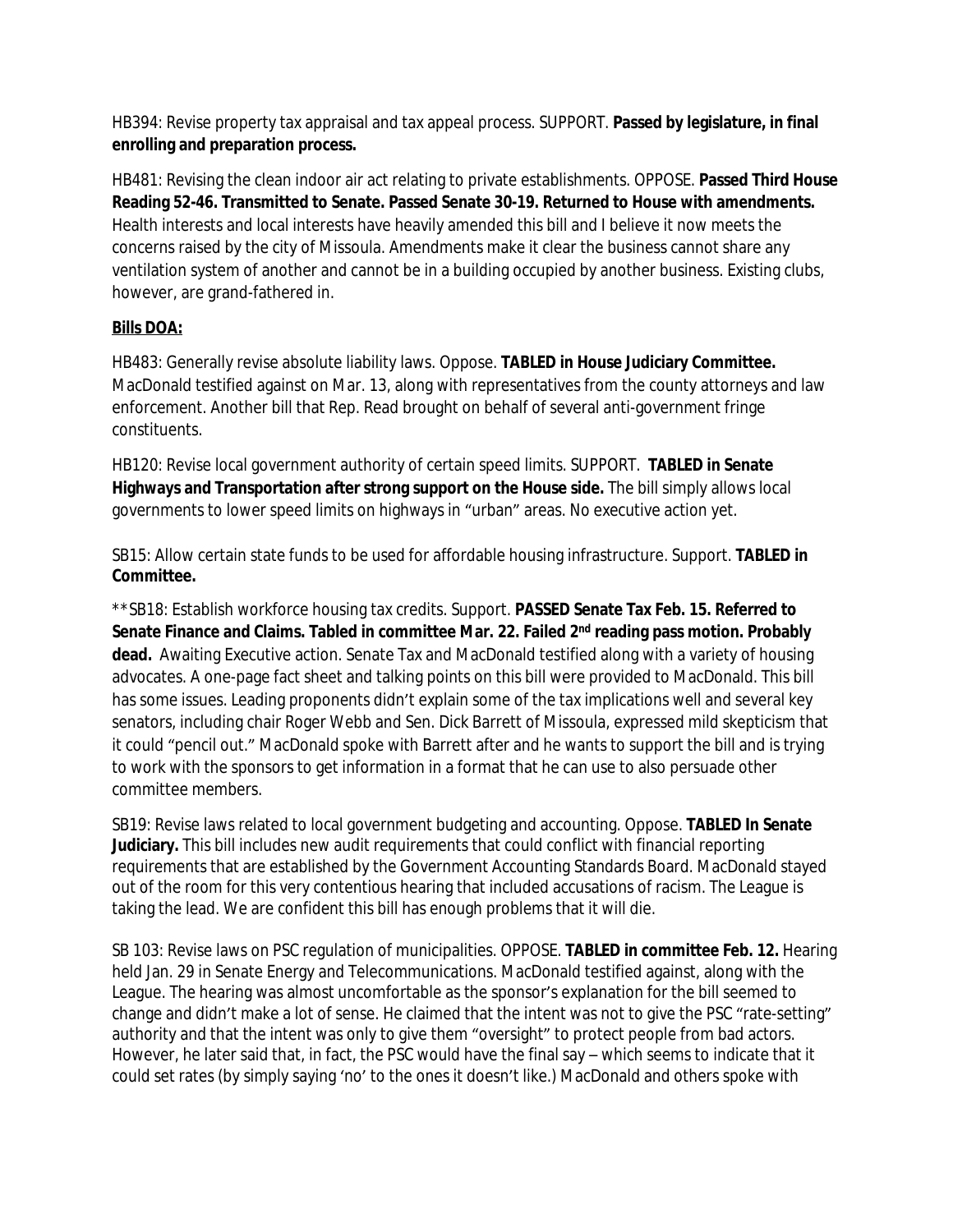HB394: Revise property tax appraisal and tax appeal process. SUPPORT. **Passed by legislature, in final enrolling and preparation process.**

HB481: Revising the clean indoor air act relating to private establishments. OPPOSE. **Passed Third House Reading 52-46. Transmitted to Senate. Passed Senate 30-19. Returned to House with amendments.** Health interests and local interests have heavily amended this bill and I believe it now meets the concerns raised by the city of Missoula. Amendments make it clear the business cannot share any ventilation system of another and cannot be in a building occupied by another business. Existing clubs, however, are grand-fathered in.

**Bills DOA:**

HB483: Generally revise absolute liability laws. Oppose. **TABLED in House Judiciary Committee.** MacDonald testified against on Mar. 13, along with representatives from the county attorneys and law enforcement. Another bill that Rep. Read brought on behalf of several anti-government fringe constituents.

HB120: Revise local government authority of certain speed limits. SUPPORT. **TABLED in Senate Highways and Transportation after strong support on the House side.** The bill simply allows local governments to lower speed limits on highways in "urban" areas. No executive action yet.

SB15: Allow certain state funds to be used for affordable housing infrastructure. Support. **TABLED in Committee.**

**SB18: Establish workforce housing tax credits. Support. **PASSED Senate Tax Feb. 15. Referred to Senate Finance and Claims. Tabled in committee Mar. 22. Failed 2nd reading pass motion. Probably dead.** Awaiting Executive action. Senate Tax and MacDonald testified along with a variety of housing advocates. A one-page fact sheet and talking points on this bill were provided to MacDonald. This bill has some issues. Leading proponents didn't explain some of the tax implications well and several key senators, including chair Roger Webb and Sen. Dick Barrett of Missoula, expressed mild skepticism that it could "pencil out." MacDonald spoke with Barrett after and he wants to support the bill and is trying to work with the sponsors to get information in a format that he can use to also persuade other committee members.

SB19: Revise laws related to local government budgeting and accounting. Oppose. **TABLED In Senate Judiciary.** This bill includes new audit requirements that could conflict with financial reporting requirements that are established by the Government Accounting Standards Board. MacDonald stayed out of the room for this very contentious hearing that included accusations of racism. The League is taking the lead. We are confident this bill has enough problems that it will die.

SB 103: Revise laws on PSC regulation of municipalities. OPPOSE. **TABLED in committee Feb. 12.** Hearing held Jan. 29 in Senate Energy and Telecommunications. MacDonald testified against, along with the League. The hearing was almost uncomfortable as the sponsor's explanation for the bill seemed to change and didn't make a lot of sense. He claimed that the intent was not to give the PSC "rate-setting" authority and that the intent was only to give them "oversight" to protect people from bad actors. However, he later said that, in fact, the PSC would have the final say – which seems to indicate that it could set rates (by simply saying 'no' to the ones it doesn't like.) MacDonald and others spoke with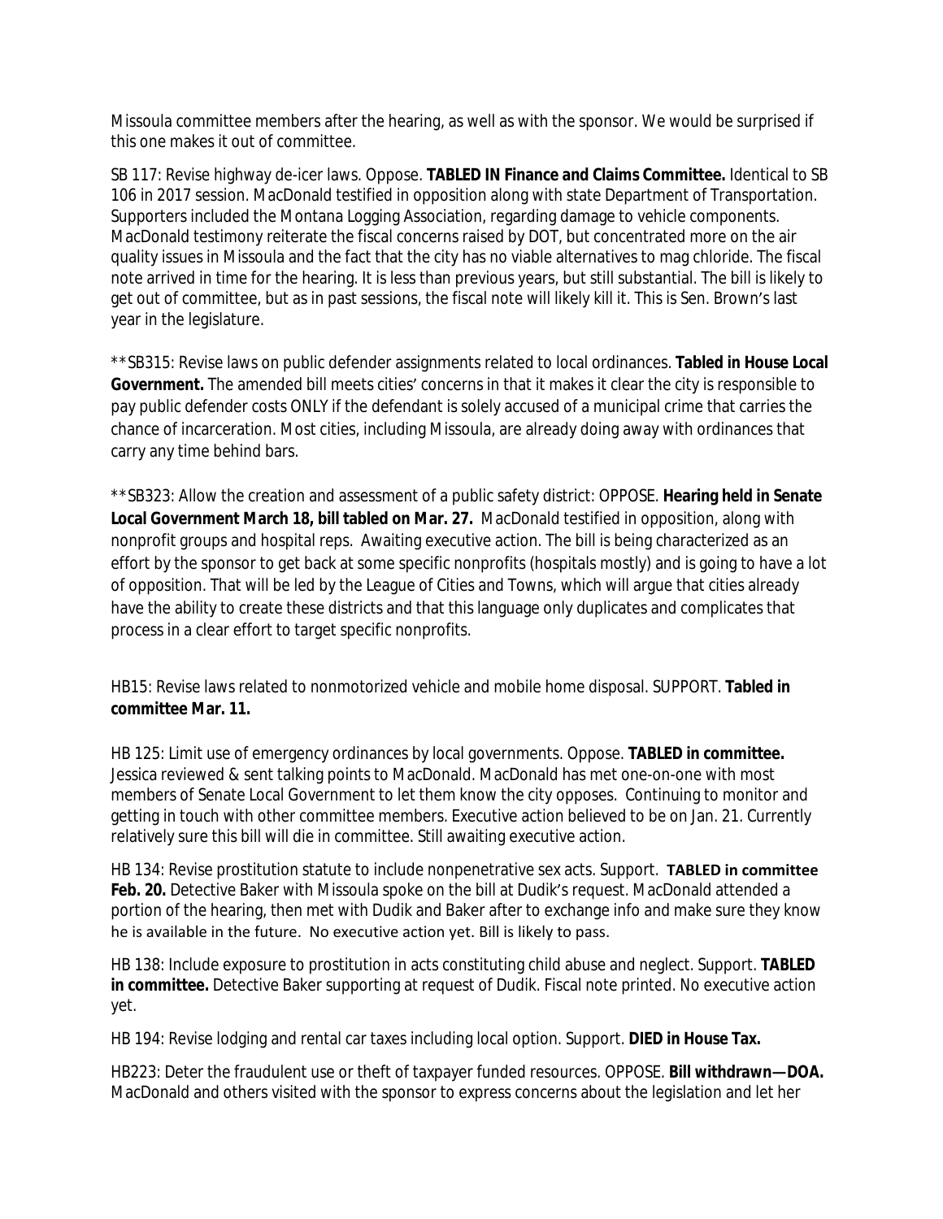Missoula committee members after the hearing, as well as with the sponsor. We would be surprised if this one makes it out of committee.

SB 117: Revise highway de-icer laws. Oppose. **TABLED IN Finance and Claims Committee.** Identical to SB 106 in 2017 session. MacDonald testified in opposition along with state Department of Transportation. Supporters included the Montana Logging Association, regarding damage to vehicle components. MacDonald testimony reiterate the fiscal concerns raised by DOT, but concentrated more on the air quality issues in Missoula and the fact that the city has no viable alternatives to mag chloride. The fiscal note arrived in time for the hearing. It is less than previous years, but still substantial. The bill is likely to get out of committee, but as in past sessions, the fiscal note will likely kill it. This is Sen. Brown's last year in the legislature.

**SB315: Revise laws on public defender assignments related to local ordinances. **Tabled in House Local Government.** The amended bill meets cities' concerns in that it makes it clear the city is responsible to pay public defender costs ONLY if the defendant is solely accused of a municipal crime that carries the chance of incarceration. Most cities, including Missoula, are already doing away with ordinances that carry any time behind bars.

**SB323: Allow the creation and assessment of a public safety district: OPPOSE. **Hearing held in Senate Local Government March 18, bill tabled on Mar. 27.** MacDonald testified in opposition, along with nonprofit groups and hospital reps. Awaiting executive action. The bill is being characterized as an effort by the sponsor to get back at some specific nonprofits (hospitals mostly) and is going to have a lot of opposition. That will be led by the League of Cities and Towns, which will argue that cities already have the ability to create these districts and that this language only duplicates and complicates that process in a clear effort to target specific nonprofits.

HB15: Revise laws related to nonmotorized vehicle and mobile home disposal. SUPPORT. **Tabled in committee Mar. 11.**

HB 125: Limit use of emergency ordinances by local governments. Oppose. **TABLED in committee.** Jessica reviewed & sent talking points to MacDonald. MacDonald has met one-on-one with most members of Senate Local Government to let them know the city opposes. Continuing to monitor and getting in touch with other committee members. Executive action believed to be on Jan. 21. Currently relatively sure this bill will die in committee. Still awaiting executive action.

HB 134: Revise prostitution statute to include nonpenetrative sex acts. Support. **TABLED in committee Feb. 20.** Detective Baker with Missoula spoke on the bill at Dudik's request. MacDonald attended a portion of the hearing, then met with Dudik and Baker after to exchange info and make sure they know he is available in the future. No executive action yet. Bill is likely to pass.

HB 138: Include exposure to prostitution in acts constituting child abuse and neglect. Support. **TABLED in committee.** Detective Baker supporting at request of Dudik. Fiscal note printed. No executive action yet.

HB 194: Revise lodging and rental car taxes including local option. Support. **DIED in House Tax.**

HB223: Deter the fraudulent use or theft of taxpayer funded resources. OPPOSE. **Bill withdrawn—DOA.** MacDonald and others visited with the sponsor to express concerns about the legislation and let her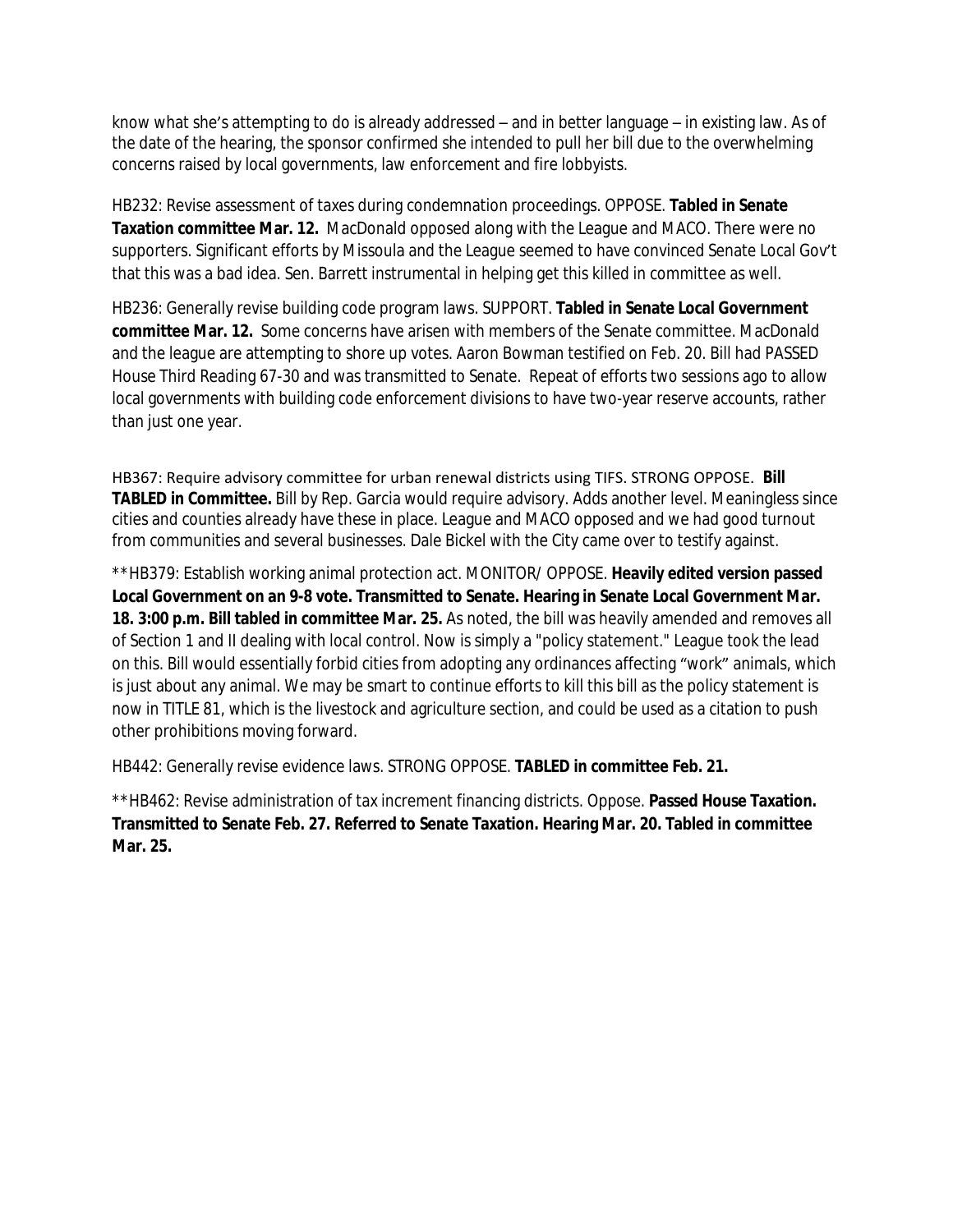know what she's attempting to do is already addressed – and in better language – in existing law. As of the date of the hearing, the sponsor confirmed she intended to pull her bill due to the overwhelming concerns raised by local governments, law enforcement and fire lobbyists.

HB232: Revise assessment of taxes during condemnation proceedings. OPPOSE. **Tabled in Senate Taxation committee Mar. 12.** MacDonald opposed along with the League and MACO. There were no supporters. Significant efforts by Missoula and the League seemed to have convinced Senate Local Gov't that this was a bad idea. Sen. Barrett instrumental in helping get this killed in committee as well.

HB236: Generally revise building code program laws. SUPPORT. **Tabled in Senate Local Government committee Mar. 12.** Some concerns have arisen with members of the Senate committee. MacDonald and the league are attempting to shore up votes. Aaron Bowman testified on Feb. 20. Bill had PASSED House Third Reading 67-30 and was transmitted to Senate. Repeat of efforts two sessions ago to allow local governments with building code enforcement divisions to have two-year reserve accounts, rather than just one year.

HB367: Require advisory committee for urban renewal districts using TIFS. STRONG OPPOSE. **Bill TABLED in Committee.** Bill by Rep. Garcia would require advisory. Adds another level. Meaningless since cities and counties already have these in place. League and MACO opposed and we had good turnout from communities and several businesses. Dale Bickel with the City came over to testify against.

**HB379: Establish working animal protection act. MONITOR/ OPPOSE. **Heavily edited version passed Local Government on an 9-8 vote. Transmitted to Senate. Hearing in Senate Local Government Mar. 18. 3:00 p.m. Bill tabled in committee Mar. 25.** As noted, the bill was heavily amended and removes all of Section 1 and II dealing with local control. Now is simply a "policy statement." League took the lead on this. Bill would essentially forbid cities from adopting any ordinances affecting "work" animals, which is just about any animal. We may be smart to continue efforts to kill this bill as the policy statement is now in TITLE 81, which is the livestock and agriculture section, and could be used as a citation to push other prohibitions moving forward.

HB442: Generally revise evidence laws. STRONG OPPOSE. **TABLED in committee Feb. 21.**

**HB462: Revise administration of tax increment financing districts. Oppose. **Passed House Taxation. Transmitted to Senate Feb. 27. Referred to Senate Taxation. Hearing Mar. 20. Tabled in committee Mar. 25.**